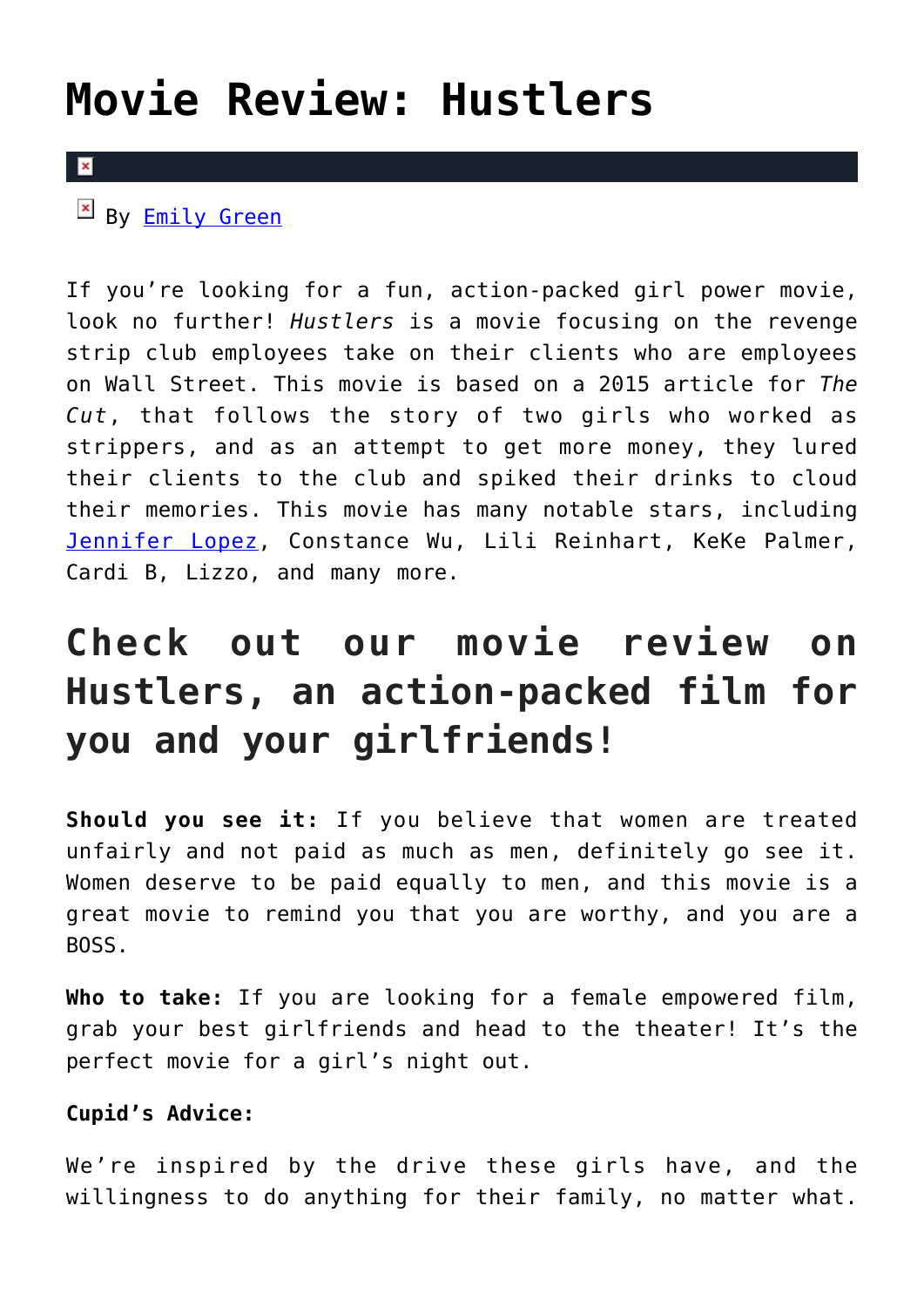# Movie Review: Hustlers

By Emily Green

If you're looking for a fun, action-packed girl power movie, look no further! *Hustlers* is a movie focusing on the revenge strip club employees take on their clients who are employees on Wall Street. This movie is based on a 2015 article for *The Cut*, that follows the story of two girls who worked as strippers, and as an attempt to get more money, they lured their clients to the club and spiked their drinks to cloud their memories. This movie has many notable stars, including Jennifer Lopez, Constance Wu, Lili Reinhart, KeKe Palmer, Cardi B, Lizzo, and many more.

## Check out our movie review on Hustlers, an action-packed film for you and your girlfriends!

**Should you see it:** If you believe that women are treated unfairly and not paid as much as men, definitely go see it. Women deserve to be paid equally to men, and this movie is a great movie to remind you that you are worthy, and you are a BOSS.

**Who to take:** If you are looking for a female empowered film, grab your best girlfriends and head to the theater! It's the perfect movie for a girl's night out.

**Cupid's Advice:**

We're inspired by the drive these girls have, and the willingness to do anything for their family, no matter what.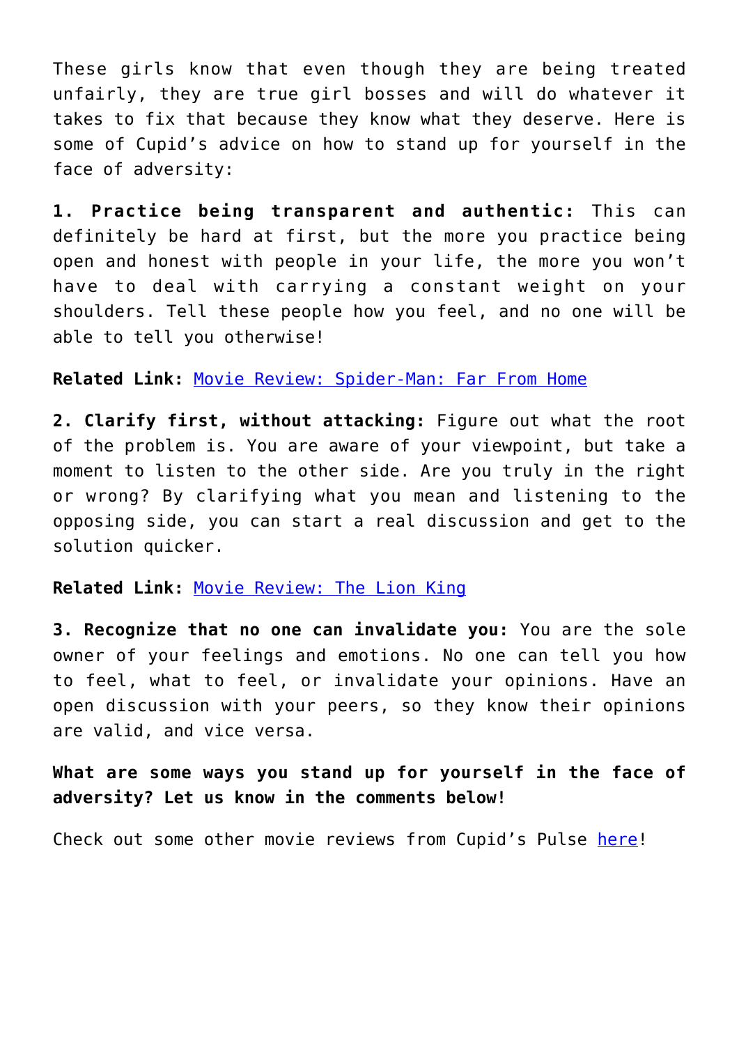These girls know that even though they are being treated unfairly, they are true girl bosses and will do whatever it takes to fix that because they know what they deserve. Here is some of Cupid's advice on how to stand up for yourself in the face of adversity:

**1. Practice being transparent and authentic:** This can definitely be hard at first, but the more you practice being open and honest with people in your life, the more you won't have to deal with carrying a constant weight on your shoulders. Tell these people how you feel, and no one will be able to tell you otherwise!

**Related Link:** [Movie Review: Spider-Man: Far From Home]()

**2. Clarify first, without attacking:** Figure out what the root of the problem is. You are aware of your viewpoint, but take a moment to listen to the other side. Are you truly in the right or wrong? By clarifying what you mean and listening to the opposing side, you can start a real discussion and get to the solution quicker.

**Related Link:** [Movie Review: The Lion King]()

**3. Recognize that no one can invalidate you:** You are the sole owner of your feelings and emotions. No one can tell you how to feel, what to feel, or invalidate your opinions. Have an open discussion with your peers, so they know their opinions are valid, and vice versa.

**What are some ways you stand up for yourself in the face of adversity? Let us know in the comments below!**

Check out some other movie reviews from Cupid's Pulse [here]()!